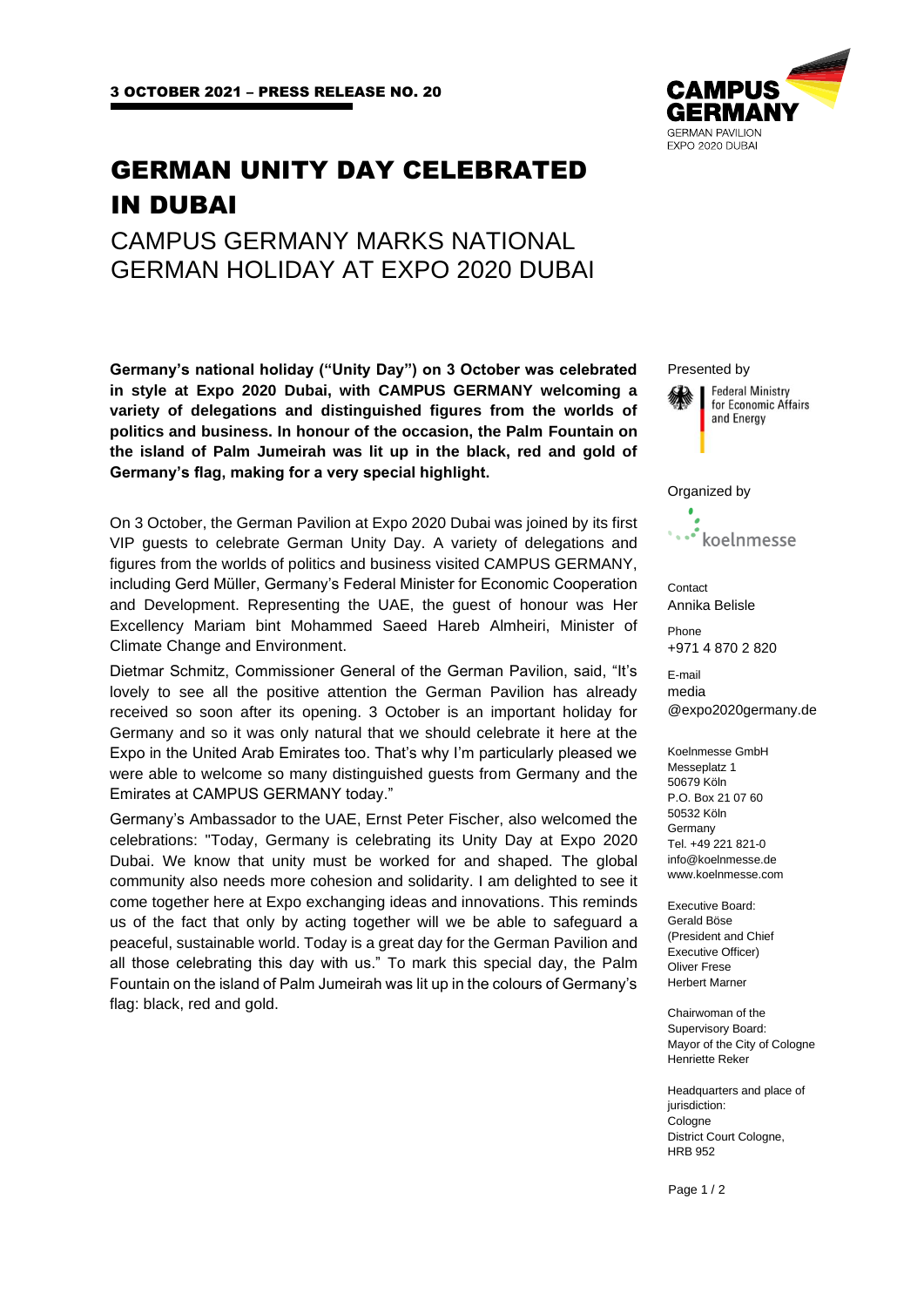3 OCTOBER 2021 – PRESS RELEASE NO. 20

# GERMAN UNITY DAY CELEBRATED IN DUBAI

## CAMPUS GERMANY MARKS NATIONAL GERMAN HOLIDAY AT EXPO 2020 DUBAI

**Germany's national holiday ("Unity Day") on 3 October was celebrated in style at Expo 2020 Dubai, with CAMPUS GERMANY welcoming a variety of delegations and distinguished figures from the worlds of politics and business. In honour of the occasion, the Palm Fountain on the island of Palm Jumeirah was lit up in the black, red and gold of Germany's flag, making for a very special highlight.**

On 3 October, the German Pavilion at Expo 2020 Dubai was joined by its first VIP guests to celebrate German Unity Day. A variety of delegations and figures from the worlds of politics and business visited CAMPUS GERMANY, including Gerd Müller, Germany's Federal Minister for Economic Cooperation and Development. Representing the UAE, the guest of honour was Her Excellency Mariam bint Mohammed Saeed Hareb Almheiri, Minister of Climate Change and Environment.

Dietmar Schmitz, Commissioner General of the German Pavilion, said, "It's lovely to see all the positive attention the German Pavilion has already received so soon after its opening. 3 October is an important holiday for Germany and so it was only natural that we should celebrate it here at the Expo in the United Arab Emirates too. That's why I'm particularly pleased we were able to welcome so many distinguished guests from Germany and the Emirates at CAMPUS GERMANY today."

Germany's Ambassador to the UAE, Ernst Peter Fischer, also welcomed the celebrations: "Today, Germany is celebrating its Unity Day at Expo 2020 Dubai. We know that unity must be worked for and shaped. The global community also needs more cohesion and solidarity. I am delighted to see it come together here at Expo exchanging ideas and innovations. This reminds us of the fact that only by acting together will we be able to safeguard a peaceful, sustainable world. Today is a great day for the German Pavilion and all those celebrating this day with us." To mark this special day, the Palm Fountain on the island of Palm Jumeirah was lit up in the colours of Germany's flag: black, red and gold.

Presented by
Federal Ministry for Economic Affairs and Energy

Organized by
koelnmesse

Contact
Annika Belisle

Phone
+971 4 870 2 820

E-mail
media@expo2020germany.de

Koelnmesse GmbH
Messeplatz 1
50679 Köln
P.O. Box 21 07 60
50532 Köln
Germany
Tel. +49 221 821-0
info@koelnmesse.de
www.koelnmesse.com

Executive Board:
Gerald Böse (President and Chief Executive Officer)
Oliver Frese
Herbert Marner

Chairwoman of the Supervisory Board:
Mayor of the City of Cologne
Henriette Reker

Headquarters and place of jurisdiction:
Cologne
District Court Cologne, HRB 952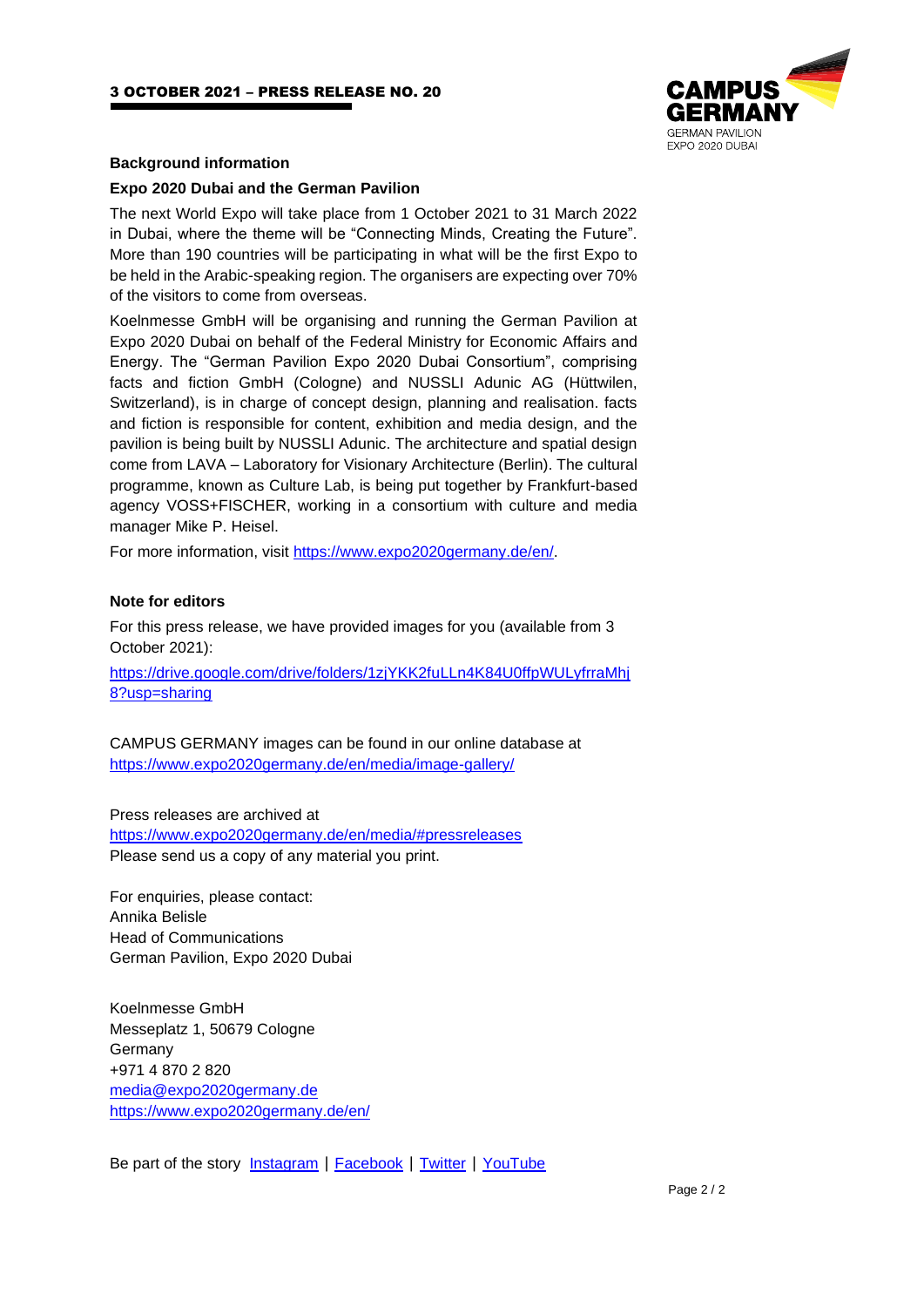## Background information

### Expo 2020 Dubai and the German Pavilion

The next World Expo will take place from 1 October 2021 to 31 March 2022 in Dubai, where the theme will be "Connecting Minds, Creating the Future". More than 190 countries will be participating in what will be the first Expo to be held in the Arabic-speaking region. The organisers are expecting over 70% of the visitors to come from overseas.

Koelnmesse GmbH will be organising and running the German Pavilion at Expo 2020 Dubai on behalf of the Federal Ministry for Economic Affairs and Energy. The "German Pavilion Expo 2020 Dubai Consortium", comprising facts and fiction GmbH (Cologne) and NUSSLI Adunic AG (Hüttwilen, Switzerland), is in charge of concept design, planning and realisation. facts and fiction is responsible for content, exhibition and media design, and the pavilion is being built by NUSSLI Adunic. The architecture and spatial design come from LAVA – Laboratory for Visionary Architecture (Berlin). The cultural programme, known as Culture Lab, is being put together by Frankfurt-based agency VOSS+FISCHER, working in a consortium with culture and media manager Mike P. Heisel.

For more information, visit https://www.expo2020germany.de/en/.

### Note for editors

For this press release, we have provided images for you (available from 3 October 2021):

https://drive.google.com/drive/folders/1zjYKK2fuLLn4K84U0ffpWULyfrraMhj8?usp=sharing

CAMPUS GERMANY images can be found in our online database at https://www.expo2020germany.de/en/media/image-gallery/

Press releases are archived at
https://www.expo2020germany.de/en/media/#pressreleases
Please send us a copy of any material you print.

For enquiries, please contact:
Annika Belisle
Head of Communications
German Pavilion, Expo 2020 Dubai

Koelnmesse GmbH
Messeplatz 1, 50679 Cologne
Germany
+971 4 870 2 820
media@expo2020germany.de
https://www.expo2020germany.de/en/

Be part of the story Instagram | Facebook | Twitter | YouTube